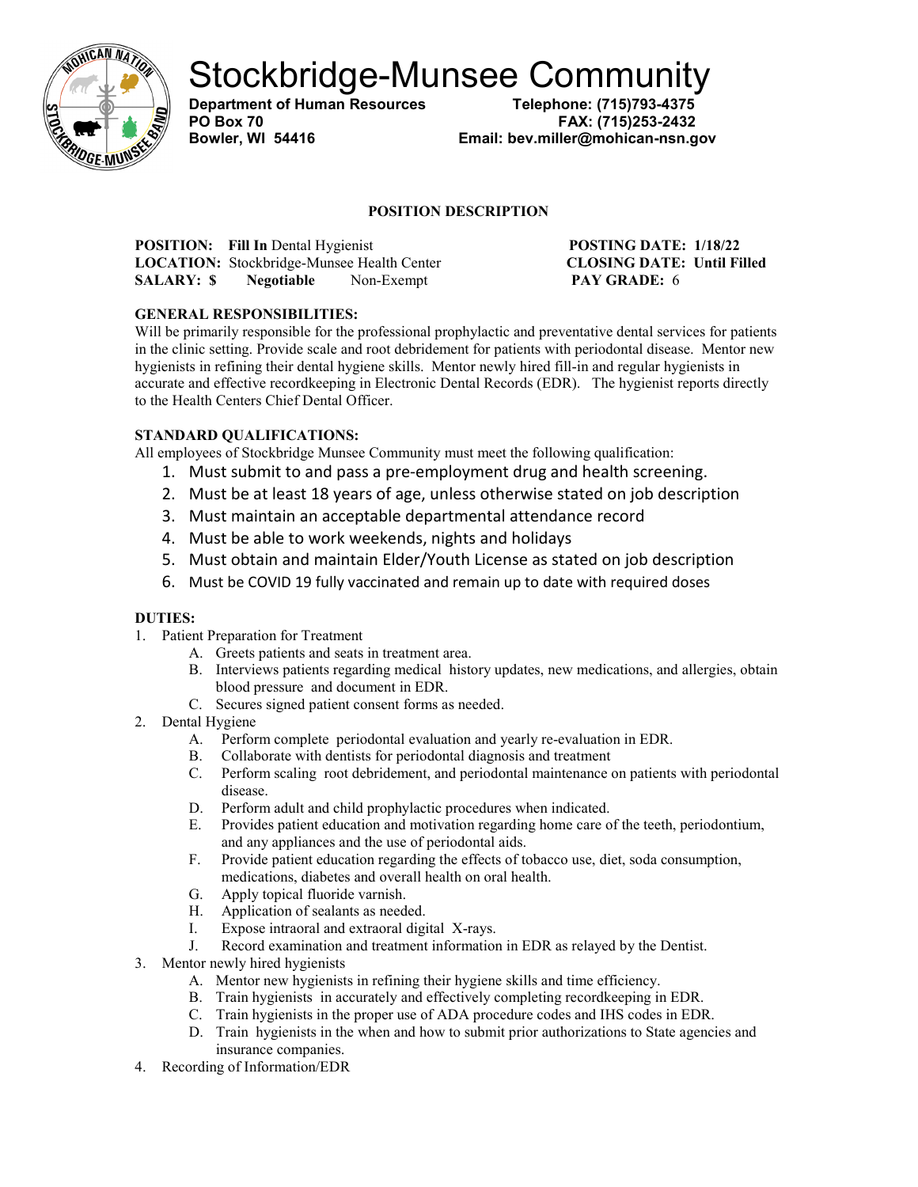# Stockbridge-Munsee Community

**Department of Human Resources**
**PO Box 70**
**Bowler, WI 54416**

**Telephone: (715)793-4375**
**FAX: (715)253-2432**
**Email: bev.miller@mohican-nsn.gov**

## POSITION DESCRIPTION

**POSITION:** **Fill In** Dental Hygienist
**LOCATION:** Stockbridge-Munsee Health Center
**SALARY: $** **Negotiable** Non-Exempt

**POSTING DATE: 1/18/22**
**CLOSING DATE: Until Filled**
**PAY GRADE:** 6

**GENERAL RESPONSIBILITIES:**

Will be primarily responsible for the professional prophylactic and preventative dental services for patients in the clinic setting. Provide scale and root debridement for patients with periodontal disease. Mentor new hygienists in refining their dental hygiene skills. Mentor newly hired fill-in and regular hygienists in accurate and effective recordkeeping in Electronic Dental Records (EDR). The hygienist reports directly to the Health Centers Chief Dental Officer.

**STANDARD QUALIFICATIONS:**

All employees of Stockbridge Munsee Community must meet the following qualification:

1. Must submit to and pass a pre-employment drug and health screening.
2. Must be at least 18 years of age, unless otherwise stated on job description
3. Must maintain an acceptable departmental attendance record
4. Must be able to work weekends, nights and holidays
5. Must obtain and maintain Elder/Youth License as stated on job description
6. Must be COVID 19 fully vaccinated and remain up to date with required doses

**DUTIES:**

1. Patient Preparation for Treatment
   A. Greets patients and seats in treatment area.
   B. Interviews patients regarding medical history updates, new medications, and allergies, obtain blood pressure and document in EDR.
   C. Secures signed patient consent forms as needed.
2. Dental Hygiene
   A. Perform complete periodontal evaluation and yearly re-evaluation in EDR.
   B. Collaborate with dentists for periodontal diagnosis and treatment
   C. Perform scaling root debridement, and periodontal maintenance on patients with periodontal disease.
   D. Perform adult and child prophylactic procedures when indicated.
   E. Provides patient education and motivation regarding home care of the teeth, periodontium, and any appliances and the use of periodontal aids.
   F. Provide patient education regarding the effects of tobacco use, diet, soda consumption, medications, diabetes and overall health on oral health.
   G. Apply topical fluoride varnish.
   H. Application of sealants as needed.
   I. Expose intraoral and extraoral digital X-rays.
   J. Record examination and treatment information in EDR as relayed by the Dentist.
3. Mentor newly hired hygienists
   A. Mentor new hygienists in refining their hygiene skills and time efficiency.
   B. Train hygienists in accurately and effectively completing recordkeeping in EDR.
   C. Train hygienists in the proper use of ADA procedure codes and IHS codes in EDR.
   D. Train hygienists in the when and how to submit prior authorizations to State agencies and insurance companies.
4. Recording of Information/EDR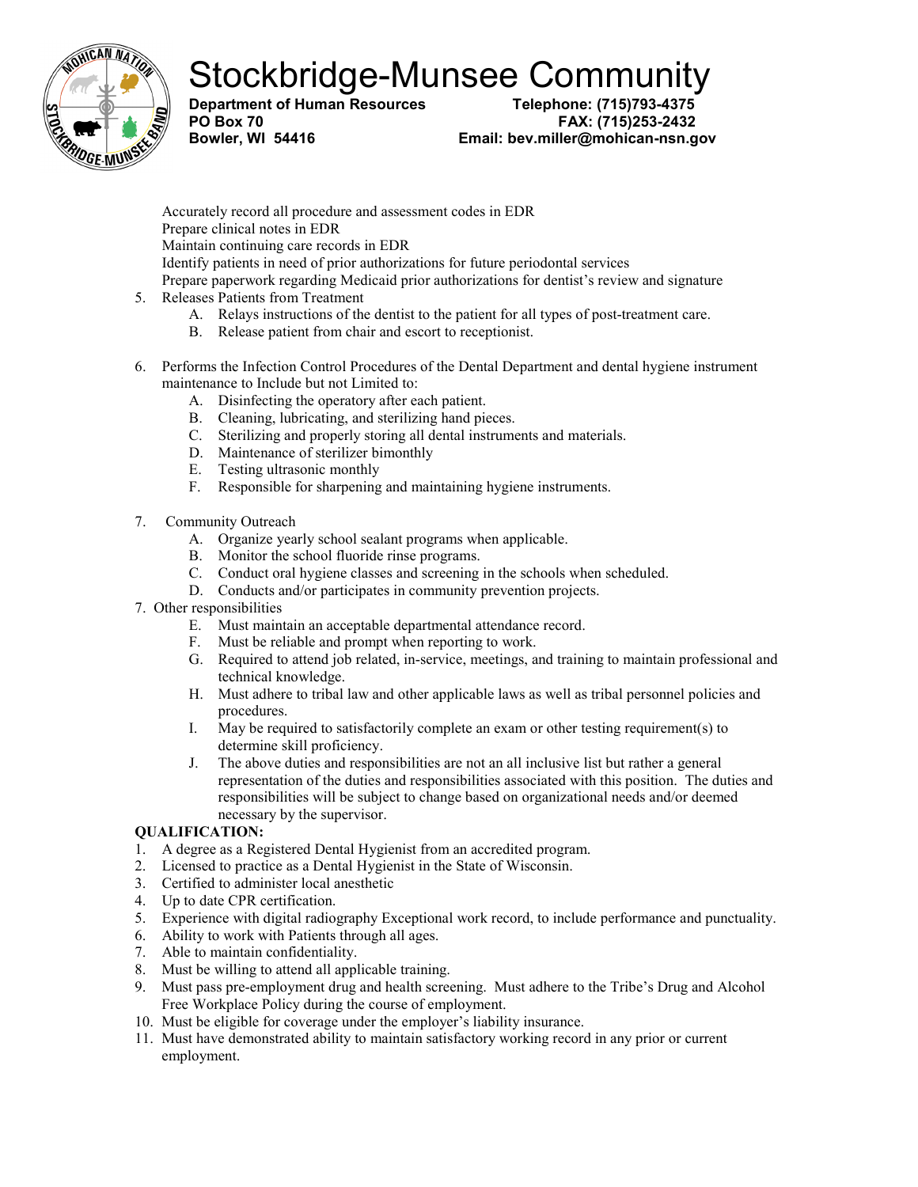# Stockbridge-Munsee Community

**Department of Human Resources**
**PO Box 70**
**Bowler, WI 54416**

**Telephone: (715)793-4375**
**FAX: (715)253-2432**
**Email: bev.miller@mohican-nsn.gov**

Accurately record all procedure and assessment codes in EDR
Prepare clinical notes in EDR
Maintain continuing care records in EDR
Identify patients in need of prior authorizations for future periodontal services
Prepare paperwork regarding Medicaid prior authorizations for dentist's review and signature

5. Releases Patients from Treatment
   - A. Relays instructions of the dentist to the patient for all types of post-treatment care.
   - B. Release patient from chair and escort to receptionist.

6. Performs the Infection Control Procedures of the Dental Department and dental hygiene instrument maintenance to Include but not Limited to:
   - A. Disinfecting the operatory after each patient.
   - B. Cleaning, lubricating, and sterilizing hand pieces.
   - C. Sterilizing and properly storing all dental instruments and materials.
   - D. Maintenance of sterilizer bimonthly
   - E. Testing ultrasonic monthly
   - F. Responsible for sharpening and maintaining hygiene instruments.

7. Community Outreach
   - A. Organize yearly school sealant programs when applicable.
   - B. Monitor the school fluoride rinse programs.
   - C. Conduct oral hygiene classes and screening in the schools when scheduled.
   - D. Conducts and/or participates in community prevention projects.

7. Other responsibilities
   - E. Must maintain an acceptable departmental attendance record.
   - F. Must be reliable and prompt when reporting to work.
   - G. Required to attend job related, in-service, meetings, and training to maintain professional and technical knowledge.
   - H. Must adhere to tribal law and other applicable laws as well as tribal personnel policies and procedures.
   - I. May be required to satisfactorily complete an exam or other testing requirement(s) to determine skill proficiency.
   - J. The above duties and responsibilities are not an all inclusive list but rather a general representation of the duties and responsibilities associated with this position. The duties and responsibilities will be subject to change based on organizational needs and/or deemed necessary by the supervisor.

**QUALIFICATION:**

1. A degree as a Registered Dental Hygienist from an accredited program.
2. Licensed to practice as a Dental Hygienist in the State of Wisconsin.
3. Certified to administer local anesthetic
4. Up to date CPR certification.
5. Experience with digital radiography Exceptional work record, to include performance and punctuality.
6. Ability to work with Patients through all ages.
7. Able to maintain confidentiality.
8. Must be willing to attend all applicable training.
9. Must pass pre-employment drug and health screening. Must adhere to the Tribe's Drug and Alcohol Free Workplace Policy during the course of employment.
10. Must be eligible for coverage under the employer's liability insurance.
11. Must have demonstrated ability to maintain satisfactory working record in any prior or current employment.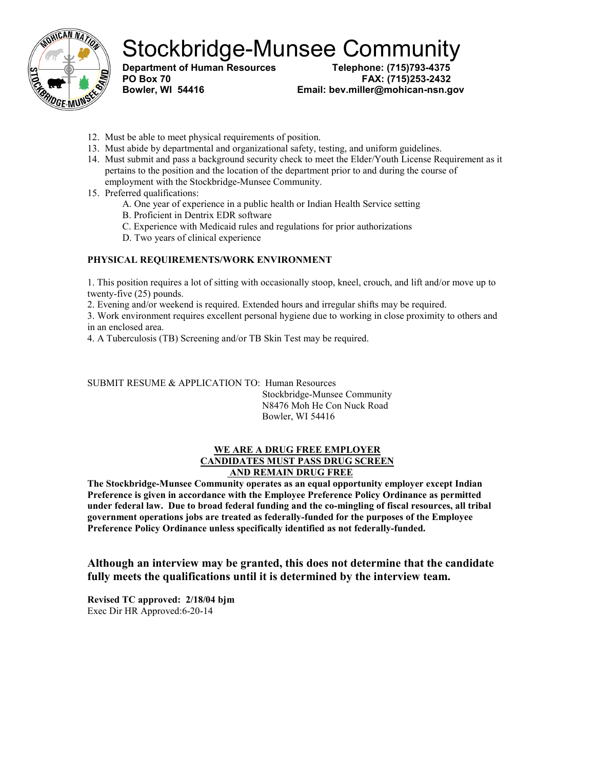# Stockbridge-Munsee Community

**Department of Human Resources**
**PO Box 70**
**Bowler, WI 54416**

**Telephone: (715)793-4375**
**FAX: (715)253-2432**
**Email: bev.miller@mohican-nsn.gov**

12. Must be able to meet physical requirements of position.
13. Must abide by departmental and organizational safety, testing, and uniform guidelines.
14. Must submit and pass a background security check to meet the Elder/Youth License Requirement as it pertains to the position and the location of the department prior to and during the course of employment with the Stockbridge-Munsee Community.
15. Preferred qualifications:
    A. One year of experience in a public health or Indian Health Service setting
    B. Proficient in Dentrix EDR software
    C. Experience with Medicaid rules and regulations for prior authorizations
    D. Two years of clinical experience

**PHYSICAL REQUIREMENTS/WORK ENVIRONMENT**

1. This position requires a lot of sitting with occasionally stoop, kneel, crouch, and lift and/or move up to twenty-five (25) pounds.
2. Evening and/or weekend is required. Extended hours and irregular shifts may be required.
3. Work environment requires excellent personal hygiene due to working in close proximity to others and in an enclosed area.
4. A Tuberculosis (TB) Screening and/or TB Skin Test may be required.

SUBMIT RESUME & APPLICATION TO: Human Resources
Stockbridge-Munsee Community
N8476 Moh He Con Nuck Road
Bowler, WI 54416

**WE ARE A DRUG FREE EMPLOYER**
**CANDIDATES MUST PASS DRUG SCREEN**
**AND REMAIN DRUG FREE**

**The Stockbridge-Munsee Community operates as an equal opportunity employer except Indian Preference is given in accordance with the Employee Preference Policy Ordinance as permitted under federal law. Due to broad federal funding and the co-mingling of fiscal resources, all tribal government operations jobs are treated as federally-funded for the purposes of the Employee Preference Policy Ordinance unless specifically identified as not federally-funded.**

**Although an interview may be granted, this does not determine that the candidate fully meets the qualifications until it is determined by the interview team.**

**Revised TC approved: 2/18/04 bjm**
Exec Dir HR Approved:6-20-14